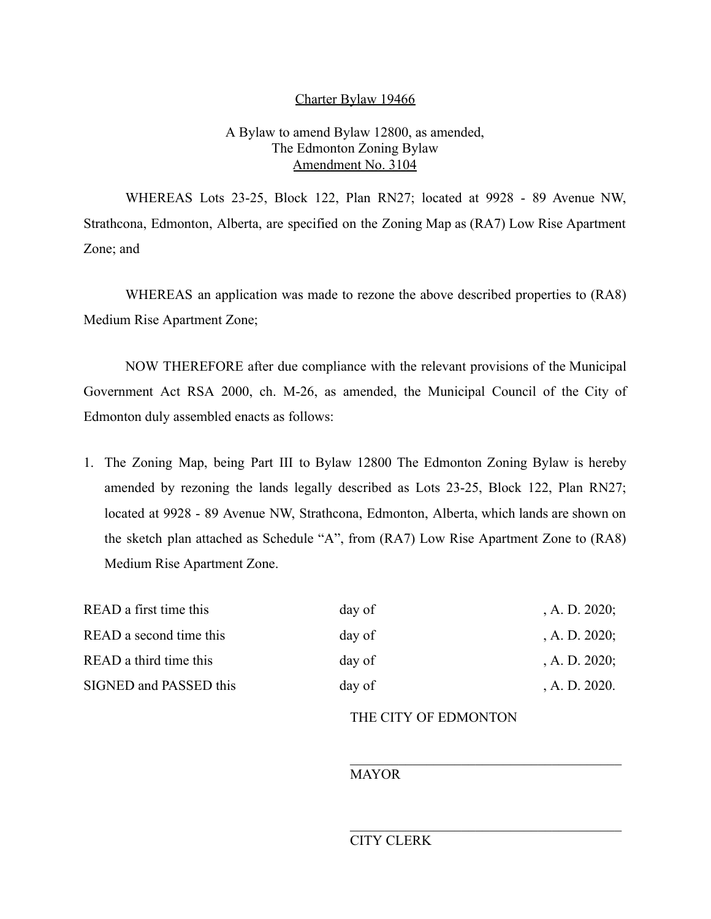<u>Charter Bylaw 19466</u>

A Bylaw to amend Bylaw 12800, as amended,
The Edmonton Zoning Bylaw
<u>Amendment No. 3104</u>

WHEREAS Lots 23-25, Block 122, Plan RN27; located at 9928 - 89 Avenue NW, Strathcona, Edmonton, Alberta, are specified on the Zoning Map as (RA7) Low Rise Apartment Zone; and

WHEREAS an application was made to rezone the above described properties to (RA8) Medium Rise Apartment Zone;

NOW THEREFORE after due compliance with the relevant provisions of the Municipal Government Act RSA 2000, ch. M-26, as amended, the Municipal Council of the City of Edmonton duly assembled enacts as follows:

1. The Zoning Map, being Part III to Bylaw 12800 The Edmonton Zoning Bylaw is hereby amended by rezoning the lands legally described as Lots 23-25, Block 122, Plan RN27; located at 9928 - 89 Avenue NW, Strathcona, Edmonton, Alberta, which lands are shown on the sketch plan attached as Schedule "A", from (RA7) Low Rise Apartment Zone to (RA8) Medium Rise Apartment Zone.

| | | |
|---|---|---|
| READ a first time this | day of | , A. D. 2020; |
| READ a second time this | day of | , A. D. 2020; |
| READ a third time this | day of | , A. D. 2020; |
| SIGNED and PASSED this | day of | , A. D. 2020. |

THE CITY OF EDMONTON

_______________________________________
MAYOR

_______________________________________
CITY CLERK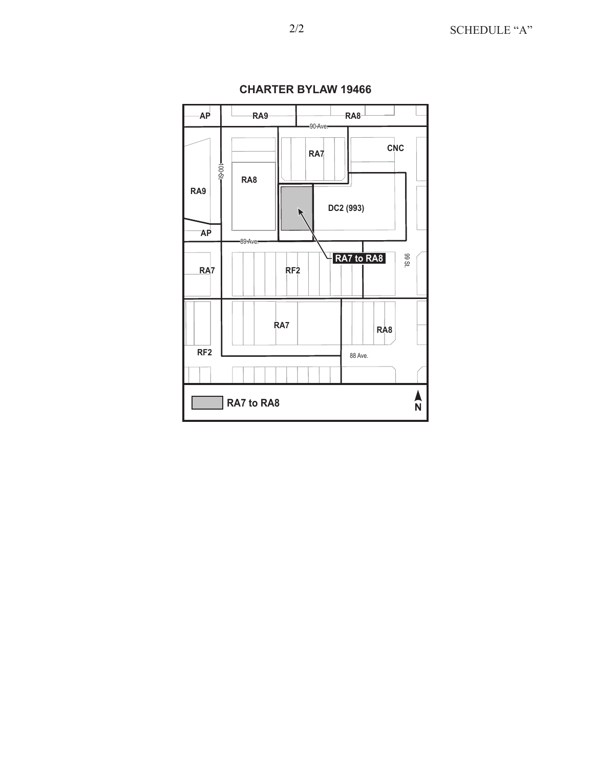SCHEDULE "A"

## CHARTER BYLAW 19466

AP
RA9
RA8
90 Ave.
RA7
CNC
100 St.
RA8
RA9
DC2 (993)
AP
89 Ave.
RA7 to RA8
99 St.
RA7
RF2
RA7
RA8
RF2
88 Ave.

RA7 to RA8

N